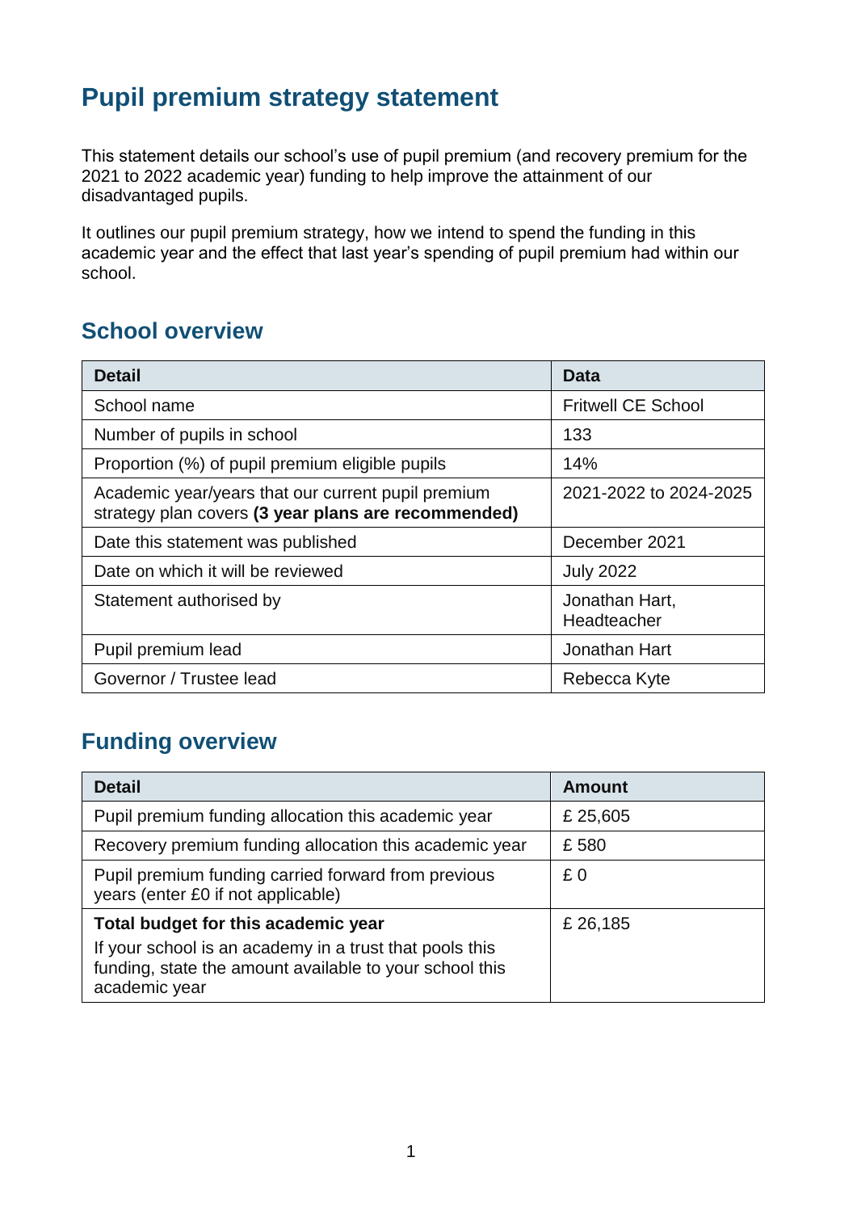# Pupil premium strategy statement

This statement details our school's use of pupil premium (and recovery premium for the 2021 to 2022 academic year) funding to help improve the attainment of our disadvantaged pupils.

It outlines our pupil premium strategy, how we intend to spend the funding in this academic year and the effect that last year's spending of pupil premium had within our school.

## School overview

| Detail | Data |
|---|---|
| School name | Fritwell CE School |
| Number of pupils in school | 133 |
| Proportion (%) of pupil premium eligible pupils | 14% |
| Academic year/years that our current pupil premium strategy plan covers **(3 year plans are recommended)** | 2021-2022 to 2024-2025 |
| Date this statement was published | December 2021 |
| Date on which it will be reviewed | July 2022 |
| Statement authorised by | Jonathan Hart, Headteacher |
| Pupil premium lead | Jonathan Hart |
| Governor / Trustee lead | Rebecca Kyte |

## Funding overview

| Detail | Amount |
|---|---|
| Pupil premium funding allocation this academic year | £ 25,605 |
| Recovery premium funding allocation this academic year | £ 580 |
| Pupil premium funding carried forward from previous years (enter £0 if not applicable) | £ 0 |
| **Total budget for this academic year**<br>If your school is an academy in a trust that pools this funding, state the amount available to your school this academic year | £ 26,185 |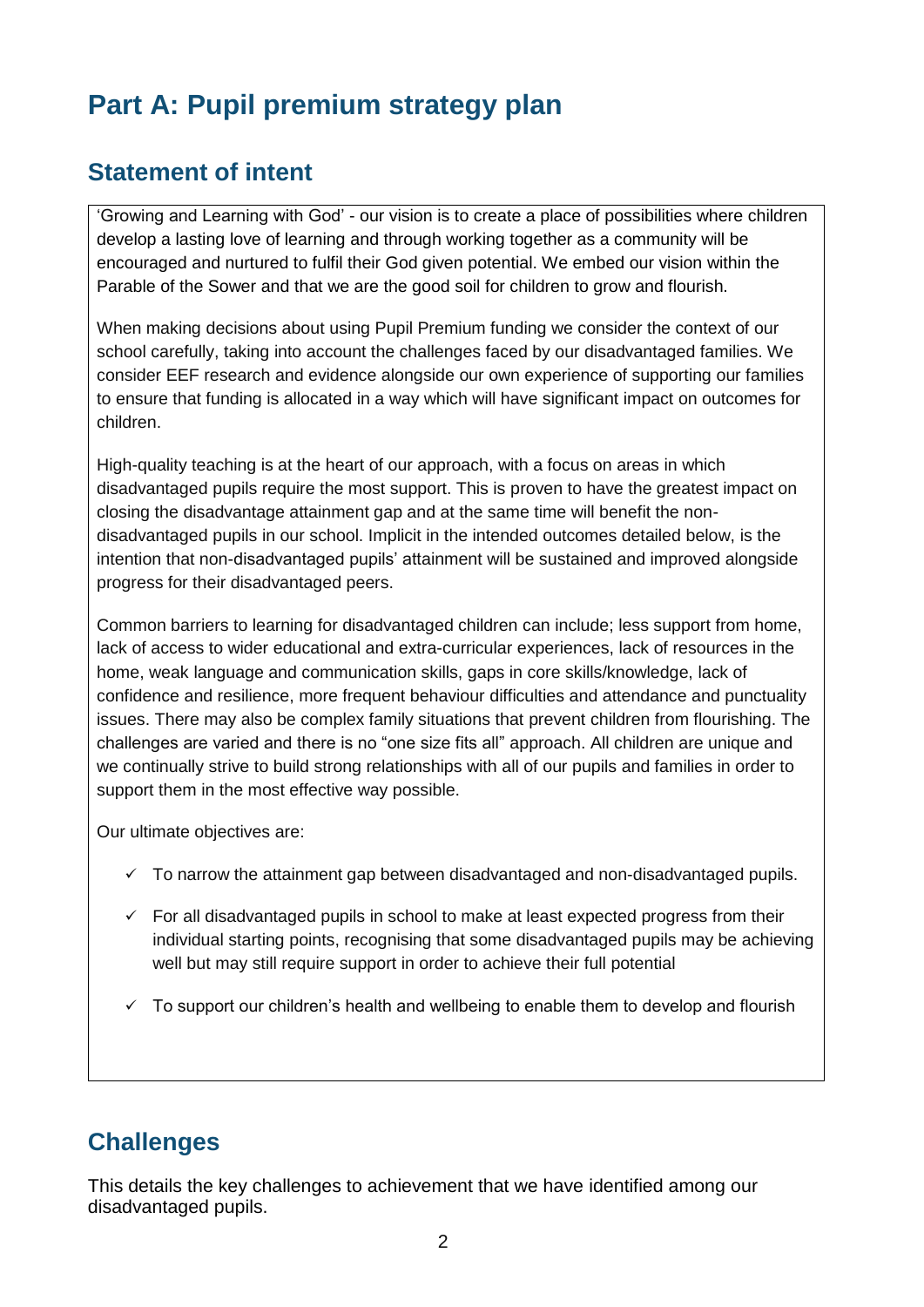# Part A: Pupil premium strategy plan

## Statement of intent

'Growing and Learning with God' - our vision is to create a place of possibilities where children develop a lasting love of learning and through working together as a community will be encouraged and nurtured to fulfil their God given potential. We embed our vision within the Parable of the Sower and that we are the good soil for children to grow and flourish.

When making decisions about using Pupil Premium funding we consider the context of our school carefully, taking into account the challenges faced by our disadvantaged families. We consider EEF research and evidence alongside our own experience of supporting our families to ensure that funding is allocated in a way which will have significant impact on outcomes for children.

High-quality teaching is at the heart of our approach, with a focus on areas in which disadvantaged pupils require the most support. This is proven to have the greatest impact on closing the disadvantage attainment gap and at the same time will benefit the non-disadvantaged pupils in our school. Implicit in the intended outcomes detailed below, is the intention that non-disadvantaged pupils' attainment will be sustained and improved alongside progress for their disadvantaged peers.

Common barriers to learning for disadvantaged children can include; less support from home, lack of access to wider educational and extra-curricular experiences, lack of resources in the home, weak language and communication skills, gaps in core skills/knowledge, lack of confidence and resilience, more frequent behaviour difficulties and attendance and punctuality issues. There may also be complex family situations that prevent children from flourishing. The challenges are varied and there is no "one size fits all" approach. All children are unique and we continually strive to build strong relationships with all of our pupils and families in order to support them in the most effective way possible.

Our ultimate objectives are:

- ✓ To narrow the attainment gap between disadvantaged and non-disadvantaged pupils.
- ✓ For all disadvantaged pupils in school to make at least expected progress from their individual starting points, recognising that some disadvantaged pupils may be achieving well but may still require support in order to achieve their full potential
- ✓ To support our children's health and wellbeing to enable them to develop and flourish

## Challenges

This details the key challenges to achievement that we have identified among our disadvantaged pupils.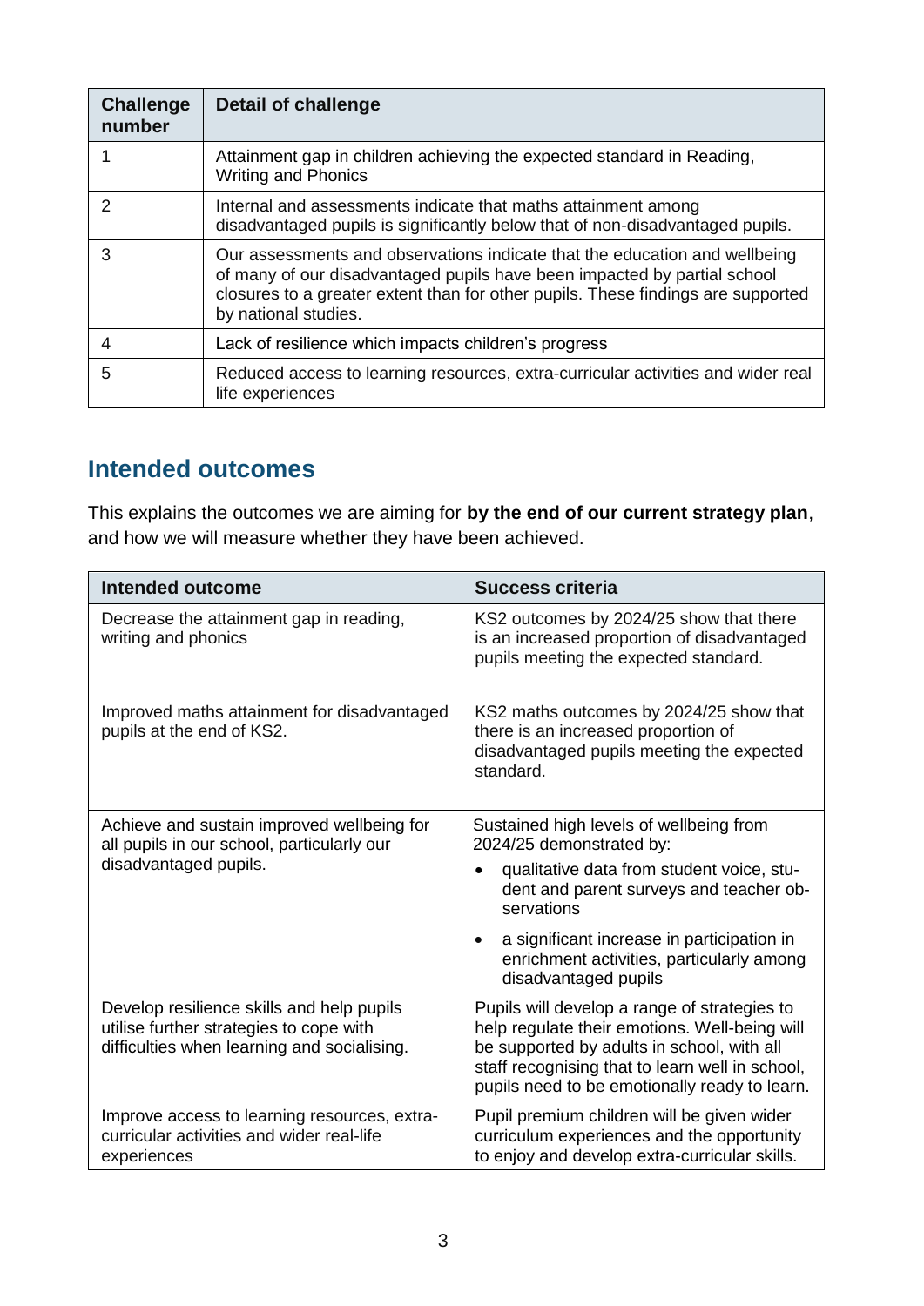| Challenge number | Detail of challenge |
|---|---|
| 1 | Attainment gap in children achieving the expected standard in Reading, Writing and Phonics |
| 2 | Internal and assessments indicate that maths attainment among disadvantaged pupils is significantly below that of non-disadvantaged pupils. |
| 3 | Our assessments and observations indicate that the education and wellbeing of many of our disadvantaged pupils have been impacted by partial school closures to a greater extent than for other pupils. These findings are supported by national studies. |
| 4 | Lack of resilience which impacts children's progress |
| 5 | Reduced access to learning resources, extra-curricular activities and wider real life experiences |

## Intended outcomes

This explains the outcomes we are aiming for **by the end of our current strategy plan**, and how we will measure whether they have been achieved.

| Intended outcome | Success criteria |
|---|---|
| Decrease the attainment gap in reading, writing and phonics | KS2 outcomes by 2024/25 show that there is an increased proportion of disadvantaged pupils meeting the expected standard. |
| Improved maths attainment for disadvantaged pupils at the end of KS2. | KS2 maths outcomes by 2024/25 show that there is an increased proportion of disadvantaged pupils meeting the expected standard. |
| Achieve and sustain improved wellbeing for all pupils in our school, particularly our disadvantaged pupils. | Sustained high levels of wellbeing from 2024/25 demonstrated by:<br>• qualitative data from student voice, student and parent surveys and teacher observations<br>• a significant increase in participation in enrichment activities, particularly among disadvantaged pupils |
| Develop resilience skills and help pupils utilise further strategies to cope with difficulties when learning and socialising. | Pupils will develop a range of strategies to help regulate their emotions. Well-being will be supported by adults in school, with all staff recognising that to learn well in school, pupils need to be emotionally ready to learn. |
| Improve access to learning resources, extra-curricular activities and wider real-life experiences | Pupil premium children will be given wider curriculum experiences and the opportunity to enjoy and develop extra-curricular skills. |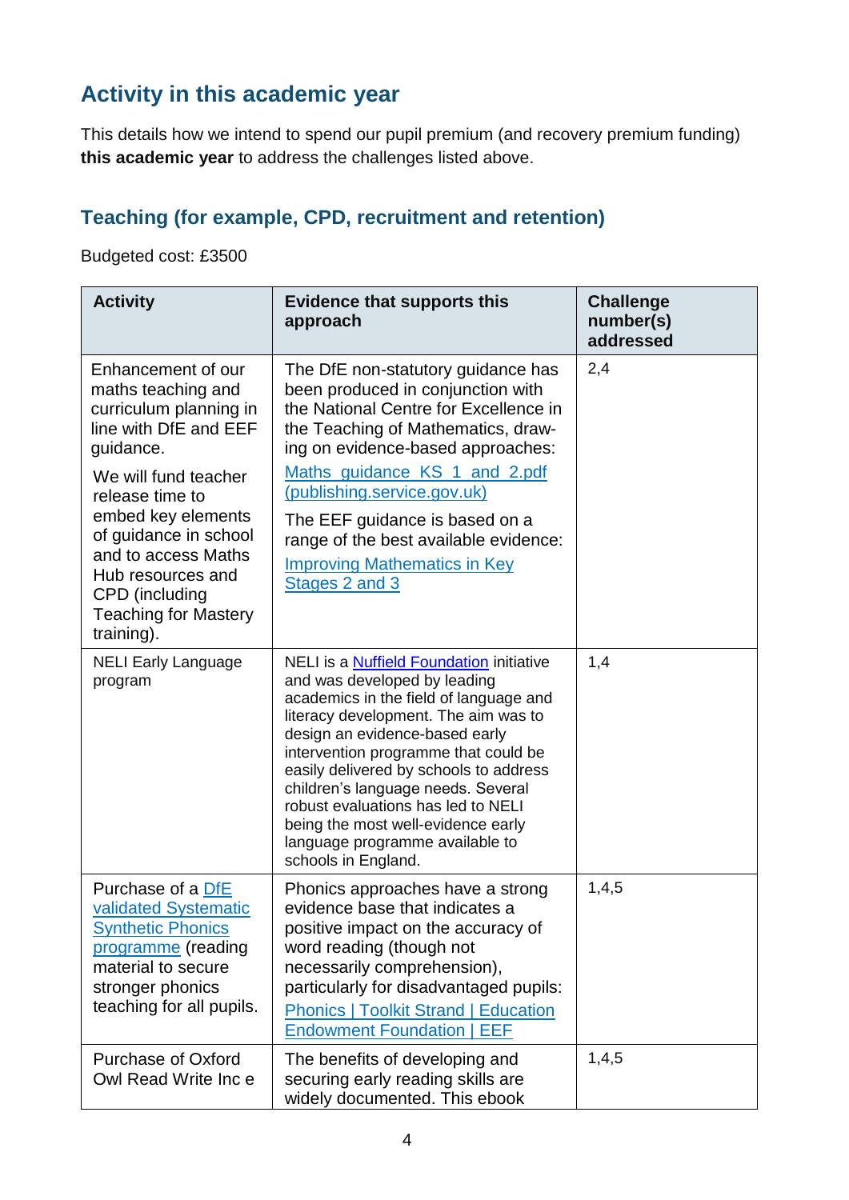## Activity in this academic year

This details how we intend to spend our pupil premium (and recovery premium funding) **this academic year** to address the challenges listed above.

### Teaching (for example, CPD, recruitment and retention)

Budgeted cost: £3500

| Activity | Evidence that supports this approach | Challenge number(s) addressed |
|---|---|---|
| Enhancement of our maths teaching and curriculum planning in line with DfE and EEF guidance.<br><br>We will fund teacher release time to embed key elements of guidance in school and to access Maths Hub resources and CPD (including Teaching for Mastery training). | The DfE non-statutory guidance has been produced in conjunction with the National Centre for Excellence in the Teaching of Mathematics, drawing on evidence-based approaches:<br><br>Maths_guidance_KS_1_and_2.pdf (publishing.service.gov.uk)<br><br>The EEF guidance is based on a range of the best available evidence:<br><br>Improving Mathematics in Key Stages 2 and 3 | 2,4 |
| NELI Early Language program | NELI is a Nuffield Foundation initiative and was developed by leading academics in the field of language and literacy development. The aim was to design an evidence-based early intervention programme that could be easily delivered by schools to address children's language needs. Several robust evaluations has led to NELI being the most well-evidence early language programme available to schools in England. | 1,4 |
| Purchase of a DfE validated Systematic Synthetic Phonics programme (reading material to secure stronger phonics teaching for all pupils. | Phonics approaches have a strong evidence base that indicates a positive impact on the accuracy of word reading (though not necessarily comprehension), particularly for disadvantaged pupils:<br><br>Phonics \| Toolkit Strand \| Education Endowment Foundation \| EEF | 1,4,5 |
| Purchase of Oxford Owl Read Write Inc e | The benefits of developing and securing early reading skills are widely documented. This ebook | 1,4,5 |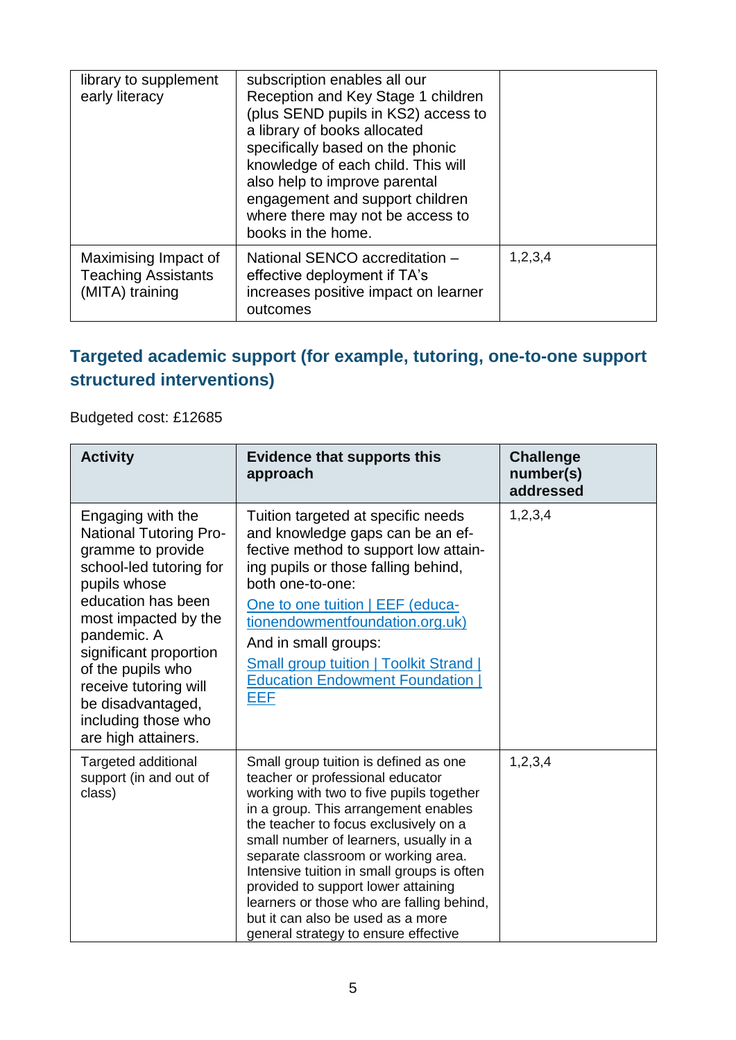| | | |
|---|---|---|
| library to supplement early literacy | subscription enables all our Reception and Key Stage 1 children (plus SEND pupils in KS2) access to a library of books allocated specifically based on the phonic knowledge of each child. This will also help to improve parental engagement and support children where there may not be access to books in the home. | |
| Maximising Impact of Teaching Assistants (MITA) training | National SENCO accreditation – effective deployment if TA's increases positive impact on learner outcomes | 1,2,3,4 |

## Targeted academic support (for example, tutoring, one-to-one support structured interventions)

Budgeted cost: £12685

| Activity | Evidence that supports this approach | Challenge number(s) addressed |
|---|---|---|
| Engaging with the National Tutoring Programme to provide school-led tutoring for pupils whose education has been most impacted by the pandemic. A significant proportion of the pupils who receive tutoring will be disadvantaged, including those who are high attainers. | Tuition targeted at specific needs and knowledge gaps can be an effective method to support low attaining pupils or those falling behind, both one-to-one: [One to one tuition \| EEF (educationendowmentfoundation.org.uk)](https://educationendowmentfoundation.org.uk) And in small groups: [Small group tuition \| Toolkit Strand \| Education Endowment Foundation \| EEF](https://educationendowmentfoundation.org.uk) | 1,2,3,4 |
| Targeted additional support (in and out of class) | Small group tuition is defined as one teacher or professional educator working with two to five pupils together in a group. This arrangement enables the teacher to focus exclusively on a small number of learners, usually in a separate classroom or working area. Intensive tuition in small groups is often provided to support lower attaining learners or those who are falling behind, but it can also be used as a more general strategy to ensure effective | 1,2,3,4 |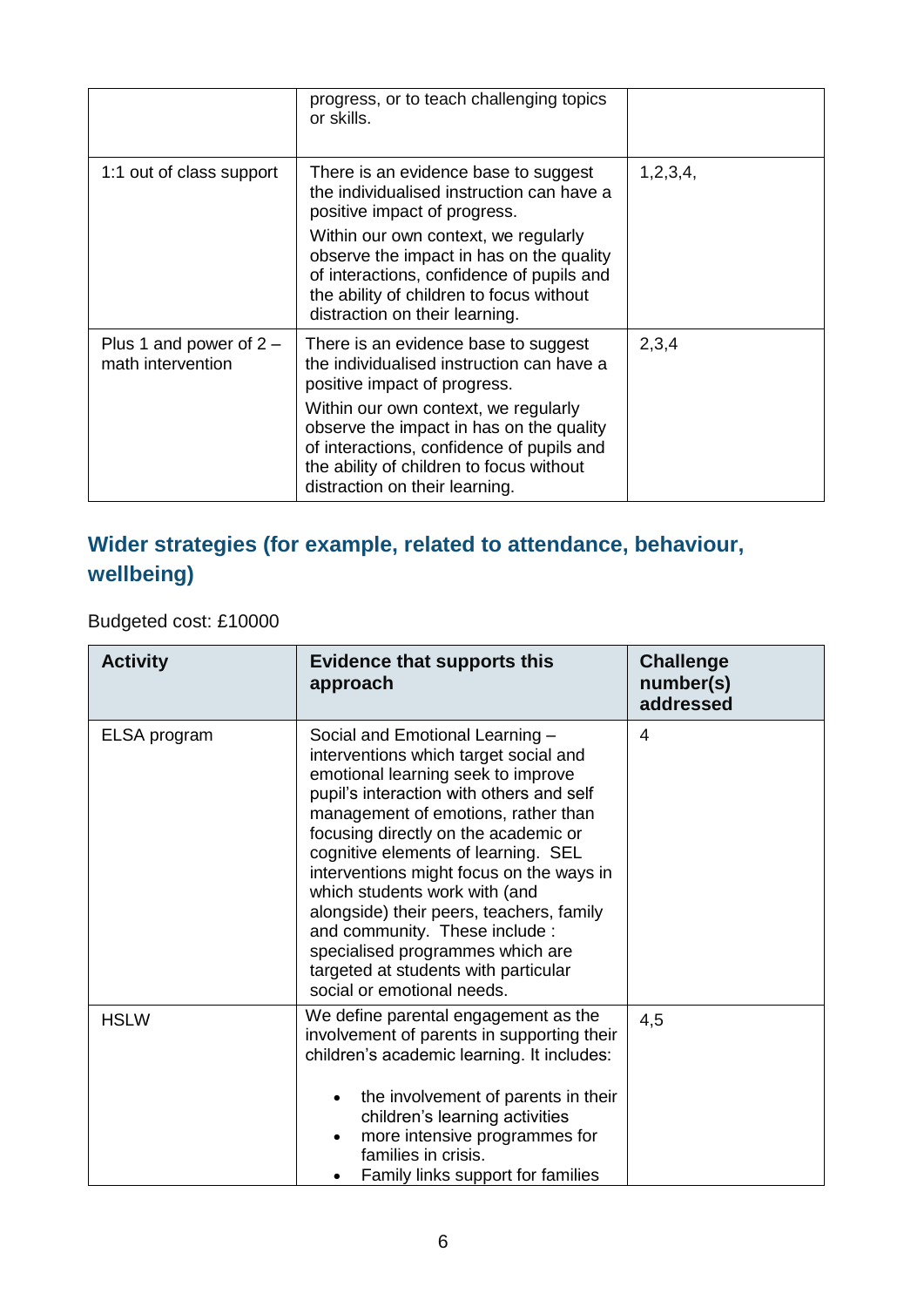|  |  |  |
|---|---|---|
|  | progress, or to teach challenging topics or skills. |  |
| 1:1 out of class support | There is an evidence base to suggest the individualised instruction can have a positive impact of progress.<br><br>Within our own context, we regularly observe the impact in has on the quality of interactions, confidence of pupils and the ability of children to focus without distraction on their learning. | 1,2,3,4, |
| Plus 1 and power of 2 – math intervention | There is an evidence base to suggest the individualised instruction can have a positive impact of progress.<br><br>Within our own context, we regularly observe the impact in has on the quality of interactions, confidence of pupils and the ability of children to focus without distraction on their learning. | 2,3,4 |

## Wider strategies (for example, related to attendance, behaviour, wellbeing)

Budgeted cost: £10000

| Activity | Evidence that supports this approach | Challenge number(s) addressed |
|---|---|---|
| ELSA program | Social and Emotional Learning – interventions which target social and emotional learning seek to improve pupil's interaction with others and self management of emotions, rather than focusing directly on the academic or cognitive elements of learning. SEL interventions might focus on the ways in which students work with (and alongside) their peers, teachers, family and community. These include : specialised programmes which are targeted at students with particular social or emotional needs. | 4 |
| HSLW | We define parental engagement as the involvement of parents in supporting their children's academic learning. It includes:<br><br>• the involvement of parents in their children's learning activities<br>• more intensive programmes for families in crisis.<br>• Family links support for families | 4,5 |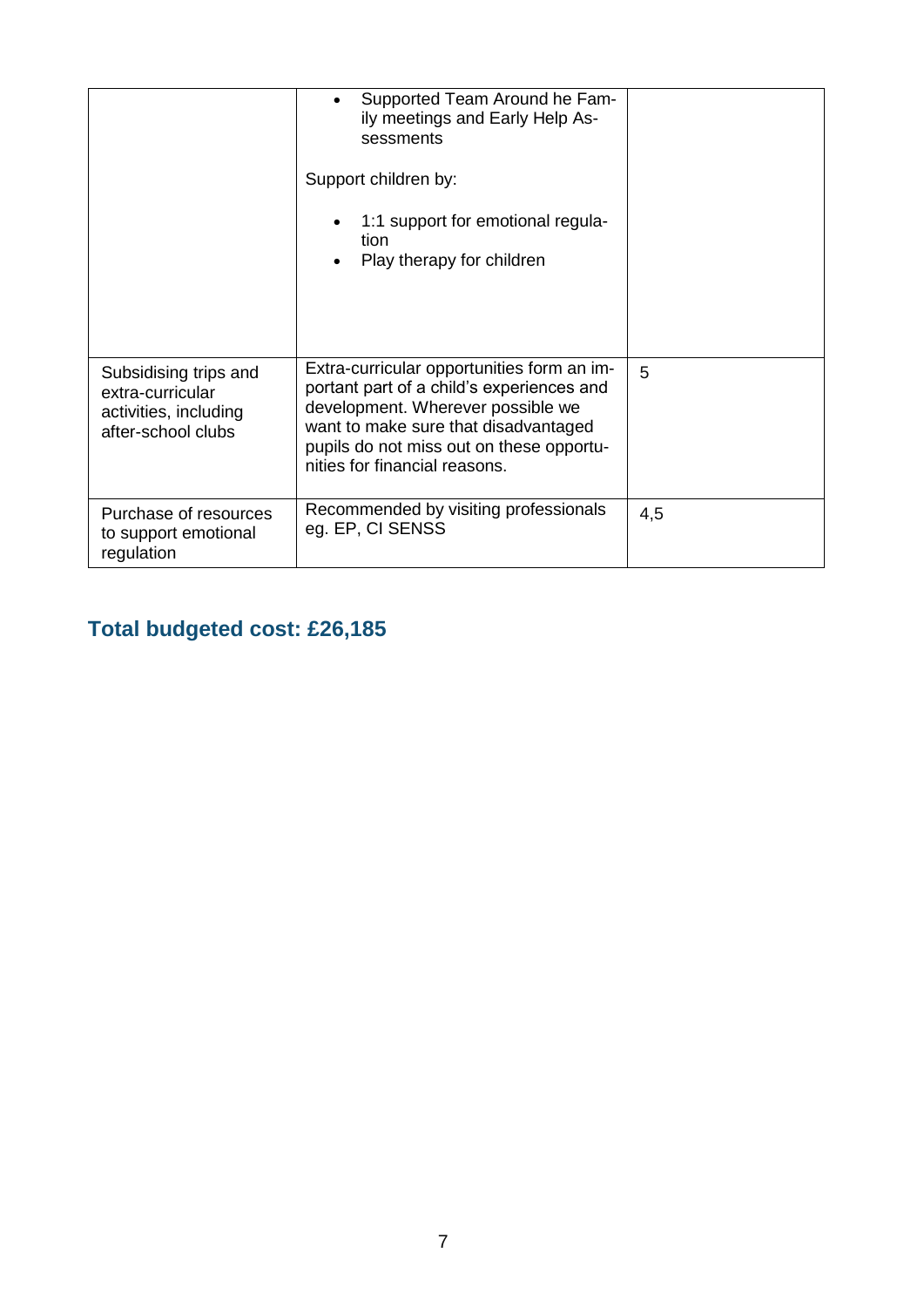| | | |
|---|---|---|
| | • Supported Team Around he Family meetings and Early Help Assessments<br><br>Support children by:<br><br>• 1:1 support for emotional regulation<br>• Play therapy for children | |
| Subsidising trips and extra-curricular activities, including after-school clubs | Extra-curricular opportunities form an important part of a child's experiences and development. Wherever possible we want to make sure that disadvantaged pupils do not miss out on these opportunities for financial reasons. | 5 |
| Purchase of resources to support emotional regulation | Recommended by visiting professionals eg. EP, CI SENSS | 4,5 |

## Total budgeted cost: £26,185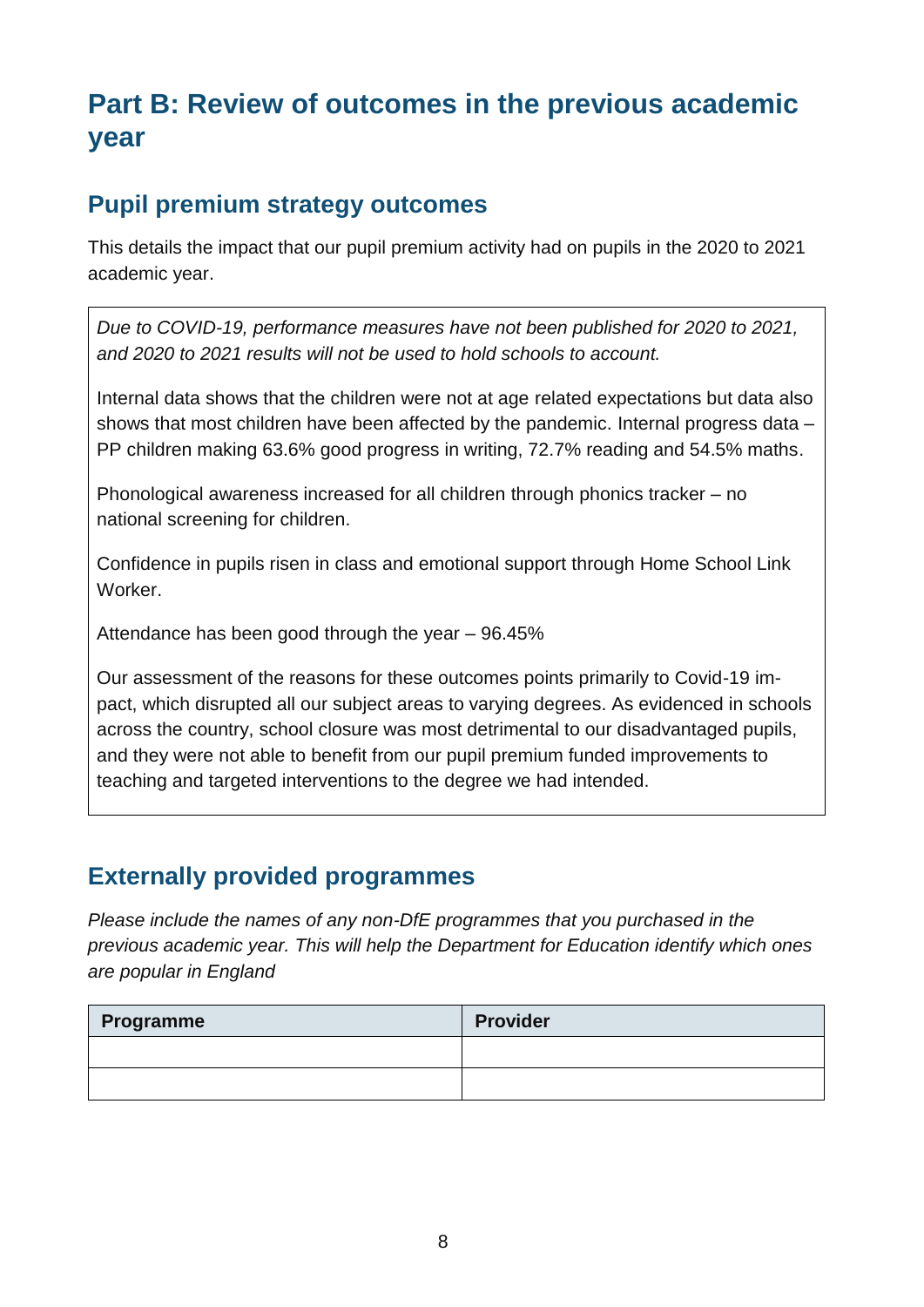## Part B: Review of outcomes in the previous academic year

### Pupil premium strategy outcomes

This details the impact that our pupil premium activity had on pupils in the 2020 to 2021 academic year.

*Due to COVID-19, performance measures have not been published for 2020 to 2021, and 2020 to 2021 results will not be used to hold schools to account.*

Internal data shows that the children were not at age related expectations but data also shows that most children have been affected by the pandemic. Internal progress data – PP children making 63.6% good progress in writing, 72.7% reading and 54.5% maths.

Phonological awareness increased for all children through phonics tracker – no national screening for children.

Confidence in pupils risen in class and emotional support through Home School Link Worker.

Attendance has been good through the year – 96.45%

Our assessment of the reasons for these outcomes points primarily to Covid-19 impact, which disrupted all our subject areas to varying degrees. As evidenced in schools across the country, school closure was most detrimental to our disadvantaged pupils, and they were not able to benefit from our pupil premium funded improvements to teaching and targeted interventions to the degree we had intended.

### Externally provided programmes

*Please include the names of any non-DfE programmes that you purchased in the previous academic year. This will help the Department for Education identify which ones are popular in England*

| Programme | Provider |
|---|---|
| | |
| | |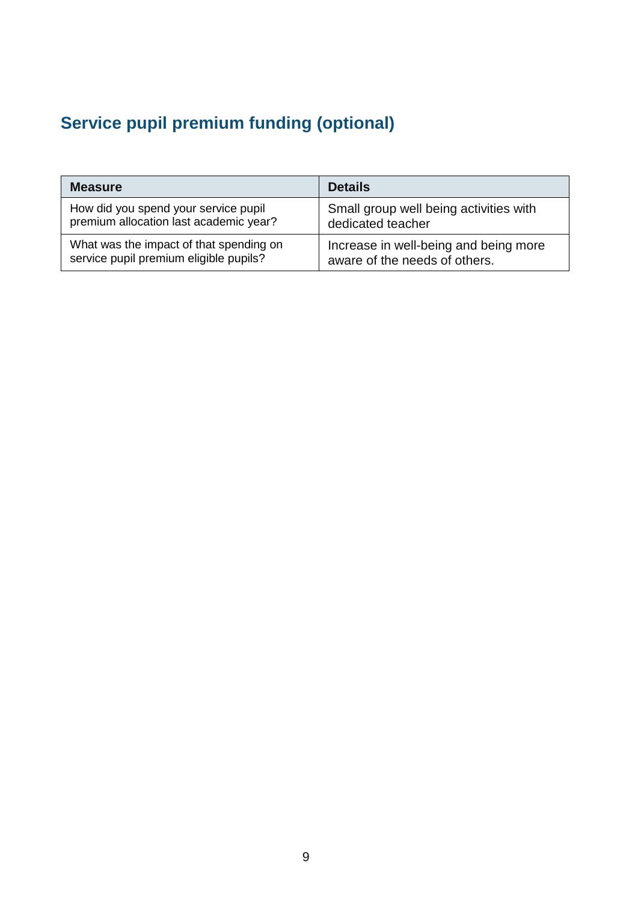## Service pupil premium funding (optional)

| Measure | Details |
|---|---|
| How did you spend your service pupil premium allocation last academic year? | Small group well being activities with dedicated teacher |
| What was the impact of that spending on service pupil premium eligible pupils? | Increase in well-being and being more aware of the needs of others. |